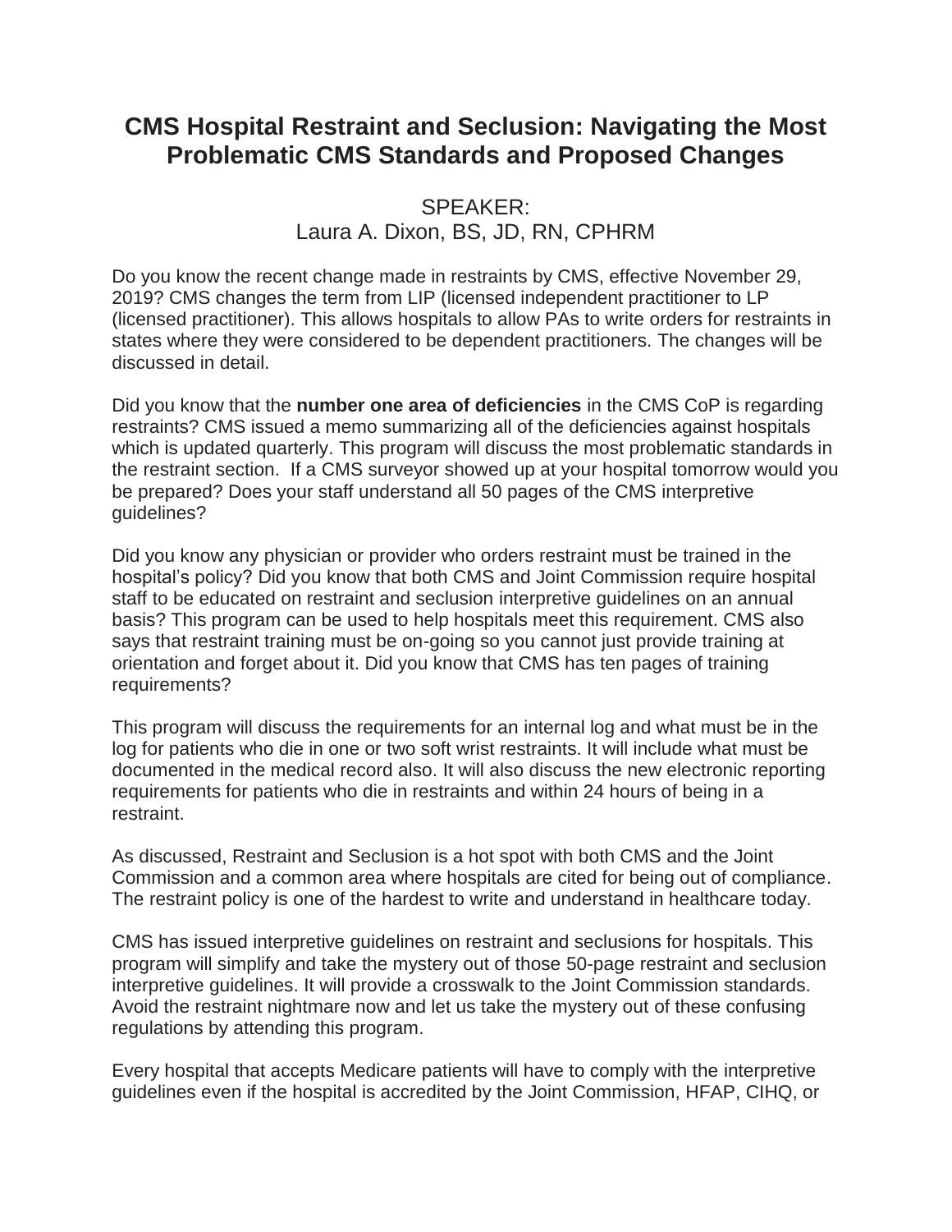# CMS Hospital Restraint and Seclusion: Navigating the Most Problematic CMS Standards and Proposed Changes

SPEAKER:
Laura A. Dixon, BS, JD, RN, CPHRM

Do you know the recent change made in restraints by CMS, effective November 29, 2019? CMS changes the term from LIP (licensed independent practitioner to LP (licensed practitioner). This allows hospitals to allow PAs to write orders for restraints in states where they were considered to be dependent practitioners. The changes will be discussed in detail.

Did you know that the **number one area of deficiencies** in the CMS CoP is regarding restraints? CMS issued a memo summarizing all of the deficiencies against hospitals which is updated quarterly. This program will discuss the most problematic standards in the restraint section. If a CMS surveyor showed up at your hospital tomorrow would you be prepared? Does your staff understand all 50 pages of the CMS interpretive guidelines?

Did you know any physician or provider who orders restraint must be trained in the hospital's policy? Did you know that both CMS and Joint Commission require hospital staff to be educated on restraint and seclusion interpretive guidelines on an annual basis? This program can be used to help hospitals meet this requirement. CMS also says that restraint training must be on-going so you cannot just provide training at orientation and forget about it. Did you know that CMS has ten pages of training requirements?

This program will discuss the requirements for an internal log and what must be in the log for patients who die in one or two soft wrist restraints. It will include what must be documented in the medical record also. It will also discuss the new electronic reporting requirements for patients who die in restraints and within 24 hours of being in a restraint.

As discussed, Restraint and Seclusion is a hot spot with both CMS and the Joint Commission and a common area where hospitals are cited for being out of compliance. The restraint policy is one of the hardest to write and understand in healthcare today.

CMS has issued interpretive guidelines on restraint and seclusions for hospitals. This program will simplify and take the mystery out of those 50-page restraint and seclusion interpretive guidelines. It will provide a crosswalk to the Joint Commission standards. Avoid the restraint nightmare now and let us take the mystery out of these confusing regulations by attending this program.

Every hospital that accepts Medicare patients will have to comply with the interpretive guidelines even if the hospital is accredited by the Joint Commission, HFAP, CIHQ, or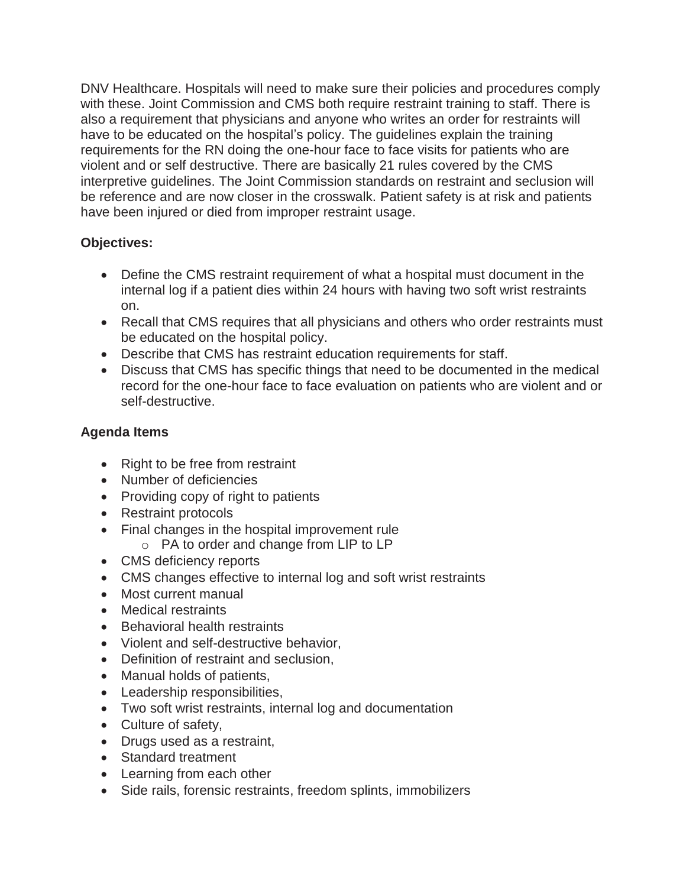DNV Healthcare. Hospitals will need to make sure their policies and procedures comply with these. Joint Commission and CMS both require restraint training to staff. There is also a requirement that physicians and anyone who writes an order for restraints will have to be educated on the hospital's policy. The guidelines explain the training requirements for the RN doing the one-hour face to face visits for patients who are violent and or self destructive. There are basically 21 rules covered by the CMS interpretive guidelines. The Joint Commission standards on restraint and seclusion will be reference and are now closer in the crosswalk. Patient safety is at risk and patients have been injured or died from improper restraint usage.

**Objectives:**

- Define the CMS restraint requirement of what a hospital must document in the internal log if a patient dies within 24 hours with having two soft wrist restraints on.
- Recall that CMS requires that all physicians and others who order restraints must be educated on the hospital policy.
- Describe that CMS has restraint education requirements for staff.
- Discuss that CMS has specific things that need to be documented in the medical record for the one-hour face to face evaluation on patients who are violent and or self-destructive.

**Agenda Items**

- Right to be free from restraint
- Number of deficiencies
- Providing copy of right to patients
- Restraint protocols
- Final changes in the hospital improvement rule
    - PA to order and change from LIP to LP
- CMS deficiency reports
- CMS changes effective to internal log and soft wrist restraints
- Most current manual
- Medical restraints
- Behavioral health restraints
- Violent and self-destructive behavior,
- Definition of restraint and seclusion,
- Manual holds of patients,
- Leadership responsibilities,
- Two soft wrist restraints, internal log and documentation
- Culture of safety,
- Drugs used as a restraint,
- Standard treatment
- Learning from each other
- Side rails, forensic restraints, freedom splints, immobilizers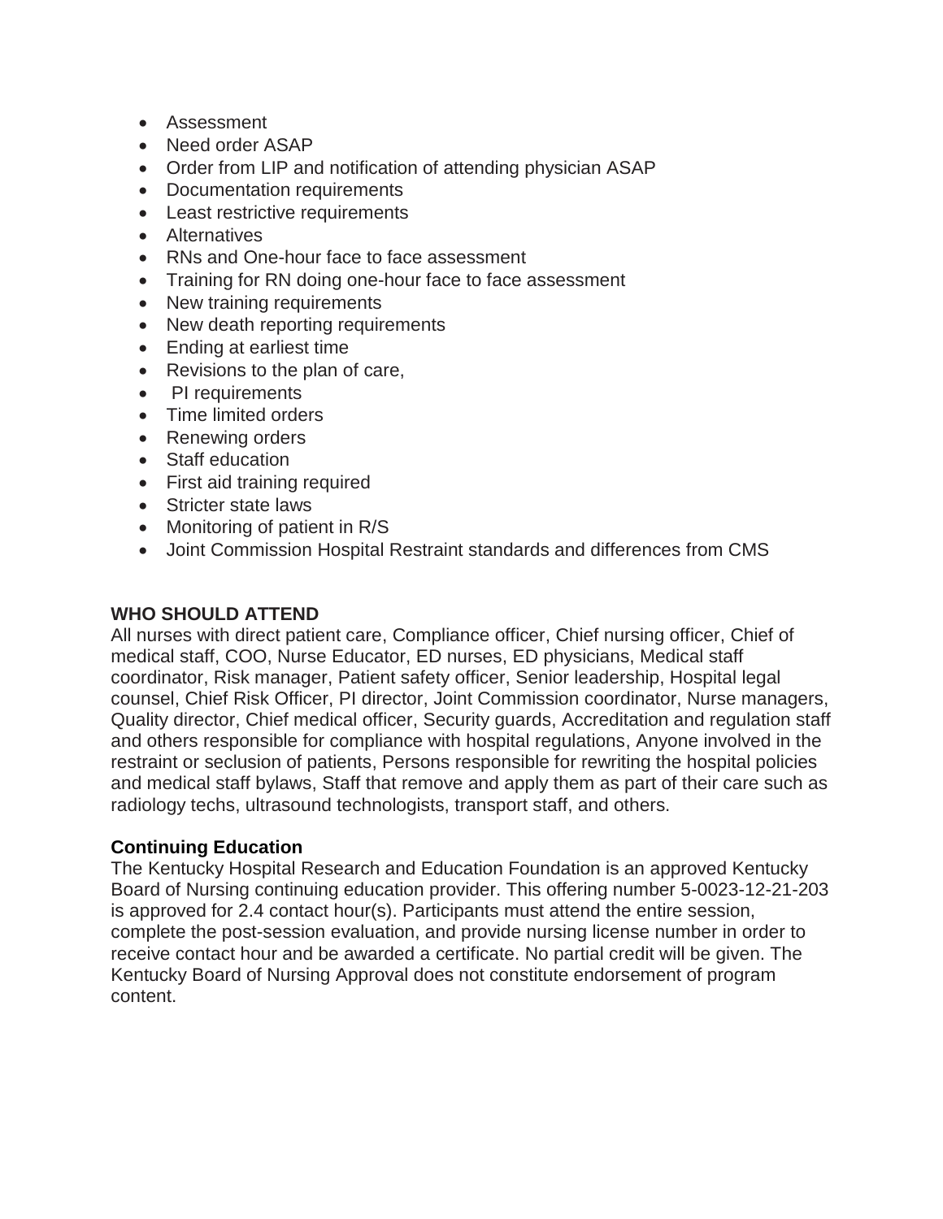- Assessment
- Need order ASAP
- Order from LIP and notification of attending physician ASAP
- Documentation requirements
- Least restrictive requirements
- Alternatives
- RNs and One-hour face to face assessment
- Training for RN doing one-hour face to face assessment
- New training requirements
- New death reporting requirements
- Ending at earliest time
- Revisions to the plan of care,
- PI requirements
- Time limited orders
- Renewing orders
- Staff education
- First aid training required
- Stricter state laws
- Monitoring of patient in R/S
- Joint Commission Hospital Restraint standards and differences from CMS

**WHO SHOULD ATTEND**

All nurses with direct patient care, Compliance officer, Chief nursing officer, Chief of medical staff, COO, Nurse Educator, ED nurses, ED physicians, Medical staff coordinator, Risk manager, Patient safety officer, Senior leadership, Hospital legal counsel, Chief Risk Officer, PI director, Joint Commission coordinator, Nurse managers, Quality director, Chief medical officer, Security guards, Accreditation and regulation staff and others responsible for compliance with hospital regulations, Anyone involved in the restraint or seclusion of patients, Persons responsible for rewriting the hospital policies and medical staff bylaws, Staff that remove and apply them as part of their care such as radiology techs, ultrasound technologists, transport staff, and others.

**Continuing Education**

The Kentucky Hospital Research and Education Foundation is an approved Kentucky Board of Nursing continuing education provider. This offering number 5-0023-12-21-203 is approved for 2.4 contact hour(s). Participants must attend the entire session, complete the post-session evaluation, and provide nursing license number in order to receive contact hour and be awarded a certificate. No partial credit will be given. The Kentucky Board of Nursing Approval does not constitute endorsement of program content.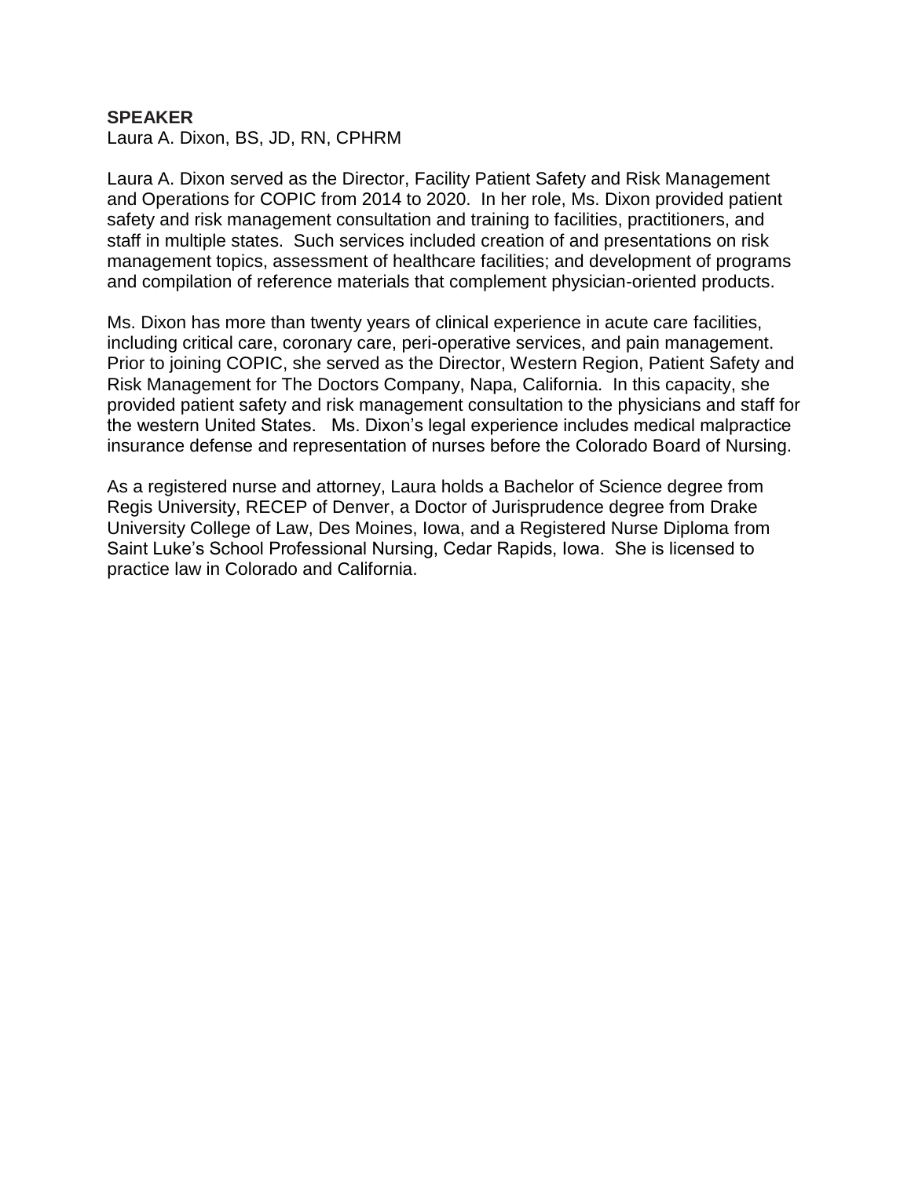**SPEAKER**

Laura A. Dixon, BS, JD, RN, CPHRM

Laura A. Dixon served as the Director, Facility Patient Safety and Risk Management and Operations for COPIC from 2014 to 2020. In her role, Ms. Dixon provided patient safety and risk management consultation and training to facilities, practitioners, and staff in multiple states. Such services included creation of and presentations on risk management topics, assessment of healthcare facilities; and development of programs and compilation of reference materials that complement physician-oriented products.

Ms. Dixon has more than twenty years of clinical experience in acute care facilities, including critical care, coronary care, peri-operative services, and pain management. Prior to joining COPIC, she served as the Director, Western Region, Patient Safety and Risk Management for The Doctors Company, Napa, California. In this capacity, she provided patient safety and risk management consultation to the physicians and staff for the western United States. Ms. Dixon's legal experience includes medical malpractice insurance defense and representation of nurses before the Colorado Board of Nursing.

As a registered nurse and attorney, Laura holds a Bachelor of Science degree from Regis University, RECEP of Denver, a Doctor of Jurisprudence degree from Drake University College of Law, Des Moines, Iowa, and a Registered Nurse Diploma from Saint Luke's School Professional Nursing, Cedar Rapids, Iowa. She is licensed to practice law in Colorado and California.